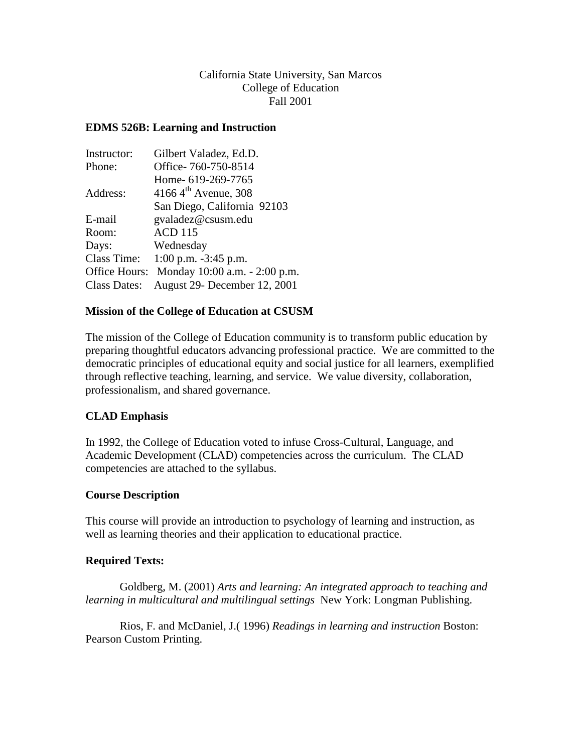California State University, San Marcos
College of Education
Fall 2001

**EDMS 526B: Learning and Instruction**

| | |
|---|---|
| Instructor: | Gilbert Valadez, Ed.D. |
| Phone: | Office- 760-750-8514 |
| | Home- 619-269-7765 |
| Address: | 4166 4th Avenue, 308 |
| | San Diego, California 92103 |
| E-mail | gvaladez@csusm.edu |
| Room: | ACD 115 |
| Days: | Wednesday |
| Class Time: | 1:00 p.m. -3:45 p.m. |
| Office Hours: | Monday 10:00 a.m. - 2:00 p.m. |
| Class Dates: | August 29- December 12, 2001 |

**Mission of the College of Education at CSUSM**

The mission of the College of Education community is to transform public education by preparing thoughtful educators advancing professional practice. We are committed to the democratic principles of educational equity and social justice for all learners, exemplified through reflective teaching, learning, and service. We value diversity, collaboration, professionalism, and shared governance.

**CLAD Emphasis**

In 1992, the College of Education voted to infuse Cross-Cultural, Language, and Academic Development (CLAD) competencies across the curriculum. The CLAD competencies are attached to the syllabus.

**Course Description**

This course will provide an introduction to psychology of learning and instruction, as well as learning theories and their application to educational practice.

**Required Texts:**

Goldberg, M. (2001) *Arts and learning: An integrated approach to teaching and learning in multicultural and multilingual settings* New York: Longman Publishing.

Rios, F. and McDaniel, J.( 1996) *Readings in learning and instruction* Boston: Pearson Custom Printing.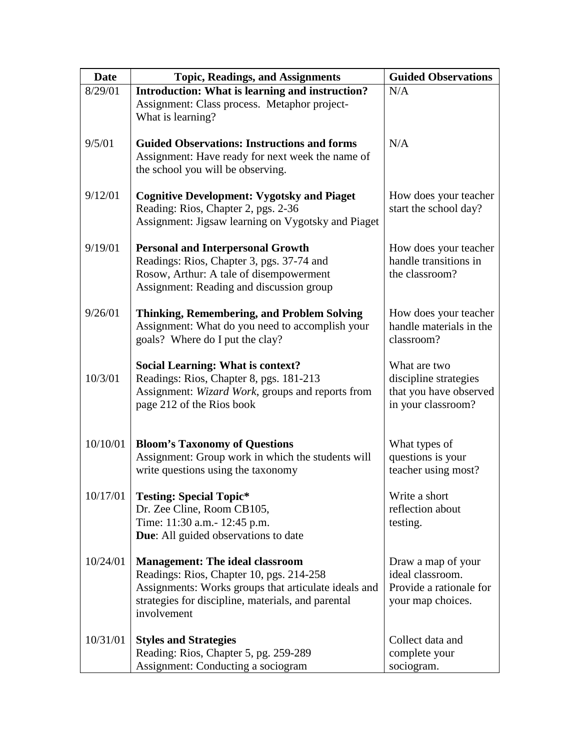| Date | Topic, Readings, and Assignments | Guided Observations |
|---|---|---|
| 8/29/01 | **Introduction: What is learning and instruction?**<br>Assignment: Class process. Metaphor project-What is learning? | N/A |
| 9/5/01 | **Guided Observations: Instructions and forms**<br>Assignment: Have ready for next week the name of the school you will be observing. | N/A |
| 9/12/01 | **Cognitive Development: Vygotsky and Piaget**<br>Reading: Rios, Chapter 2, pgs. 2-36<br>Assignment: Jigsaw learning on Vygotsky and Piaget | How does your teacher start the school day? |
| 9/19/01 | **Personal and Interpersonal Growth**<br>Readings: Rios, Chapter 3, pgs. 37-74 and Rosow, Arthur: A tale of disempowerment<br>Assignment: Reading and discussion group | How does your teacher handle transitions in the classroom? |
| 9/26/01 | **Thinking, Remembering, and Problem Solving**<br>Assignment: What do you need to accomplish your goals? Where do I put the clay? | How does your teacher handle materials in the classroom? |
| 10/3/01 | **Social Learning: What is context?**<br>Readings: Rios, Chapter 8, pgs. 181-213<br>Assignment: *Wizard Work*, groups and reports from page 212 of the Rios book | What are two discipline strategies that you have observed in your classroom? |
| 10/10/01 | **Bloom's Taxonomy of Questions**<br>Assignment: Group work in which the students will write questions using the taxonomy | What types of questions is your teacher using most? |
| 10/17/01 | **Testing: Special Topic***<br>Dr. Zee Cline, Room CB105,<br>Time: 11:30 a.m.- 12:45 p.m.<br>**Due**: All guided observations to date | Write a short reflection about testing. |
| 10/24/01 | **Management: The ideal classroom**<br>Readings: Rios, Chapter 10, pgs. 214-258<br>Assignments: Works groups that articulate ideals and strategies for discipline, materials, and parental involvement | Draw a map of your ideal classroom. Provide a rationale for your map choices. |
| 10/31/01 | **Styles and Strategies**<br>Reading: Rios, Chapter 5, pg. 259-289<br>Assignment: Conducting a sociogram | Collect data and complete your sociogram. |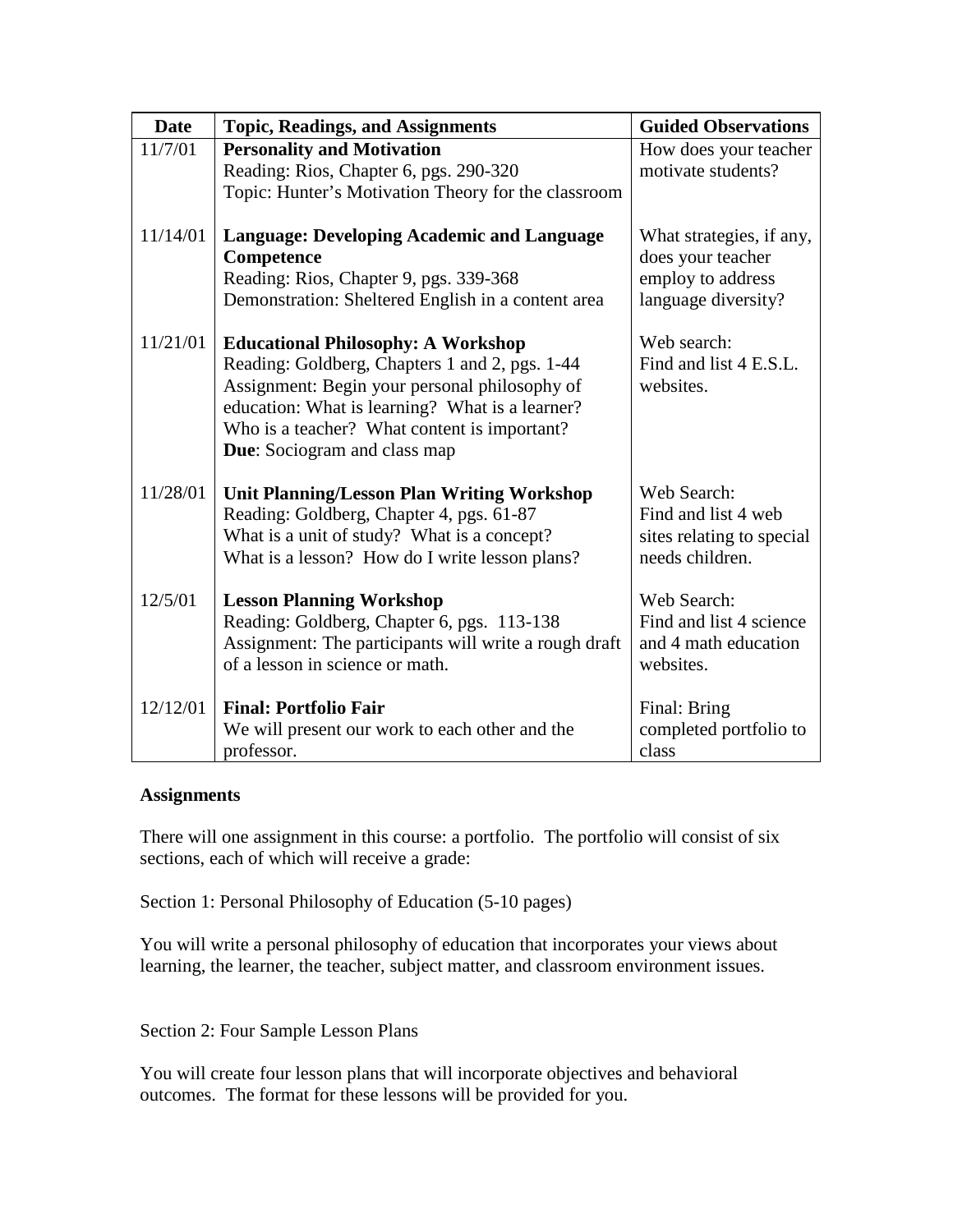| Date | Topic, Readings, and Assignments | Guided Observations |
|---|---|---|
| 11/7/01 | **Personality and Motivation**<br>Reading: Rios, Chapter 6, pgs. 290-320<br>Topic: Hunter's Motivation Theory for the classroom | How does your teacher motivate students? |
| 11/14/01 | **Language: Developing Academic and Language Competence**<br>Reading: Rios, Chapter 9, pgs. 339-368<br>Demonstration: Sheltered English in a content area | What strategies, if any, does your teacher employ to address language diversity? |
| 11/21/01 | **Educational Philosophy: A Workshop**<br>Reading: Goldberg, Chapters 1 and 2, pgs. 1-44<br>Assignment: Begin your personal philosophy of education: What is learning? What is a learner? Who is a teacher? What content is important?<br>**Due**: Sociogram and class map | Web search:<br>Find and list 4 E.S.L. websites. |
| 11/28/01 | **Unit Planning/Lesson Plan Writing Workshop**<br>Reading: Goldberg, Chapter 4, pgs. 61-87<br>What is a unit of study? What is a concept? What is a lesson? How do I write lesson plans? | Web Search:<br>Find and list 4 web sites relating to special needs children. |
| 12/5/01 | **Lesson Planning Workshop**<br>Reading: Goldberg, Chapter 6, pgs. 113-138<br>Assignment: The participants will write a rough draft of a lesson in science or math. | Web Search:<br>Find and list 4 science and 4 math education websites. |
| 12/12/01 | **Final: Portfolio Fair**<br>We will present our work to each other and the professor. | Final: Bring completed portfolio to class |

**Assignments**

There will one assignment in this course: a portfolio. The portfolio will consist of six sections, each of which will receive a grade:

Section 1: Personal Philosophy of Education (5-10 pages)

You will write a personal philosophy of education that incorporates your views about learning, the learner, the teacher, subject matter, and classroom environment issues.

Section 2: Four Sample Lesson Plans

You will create four lesson plans that will incorporate objectives and behavioral outcomes. The format for these lessons will be provided for you.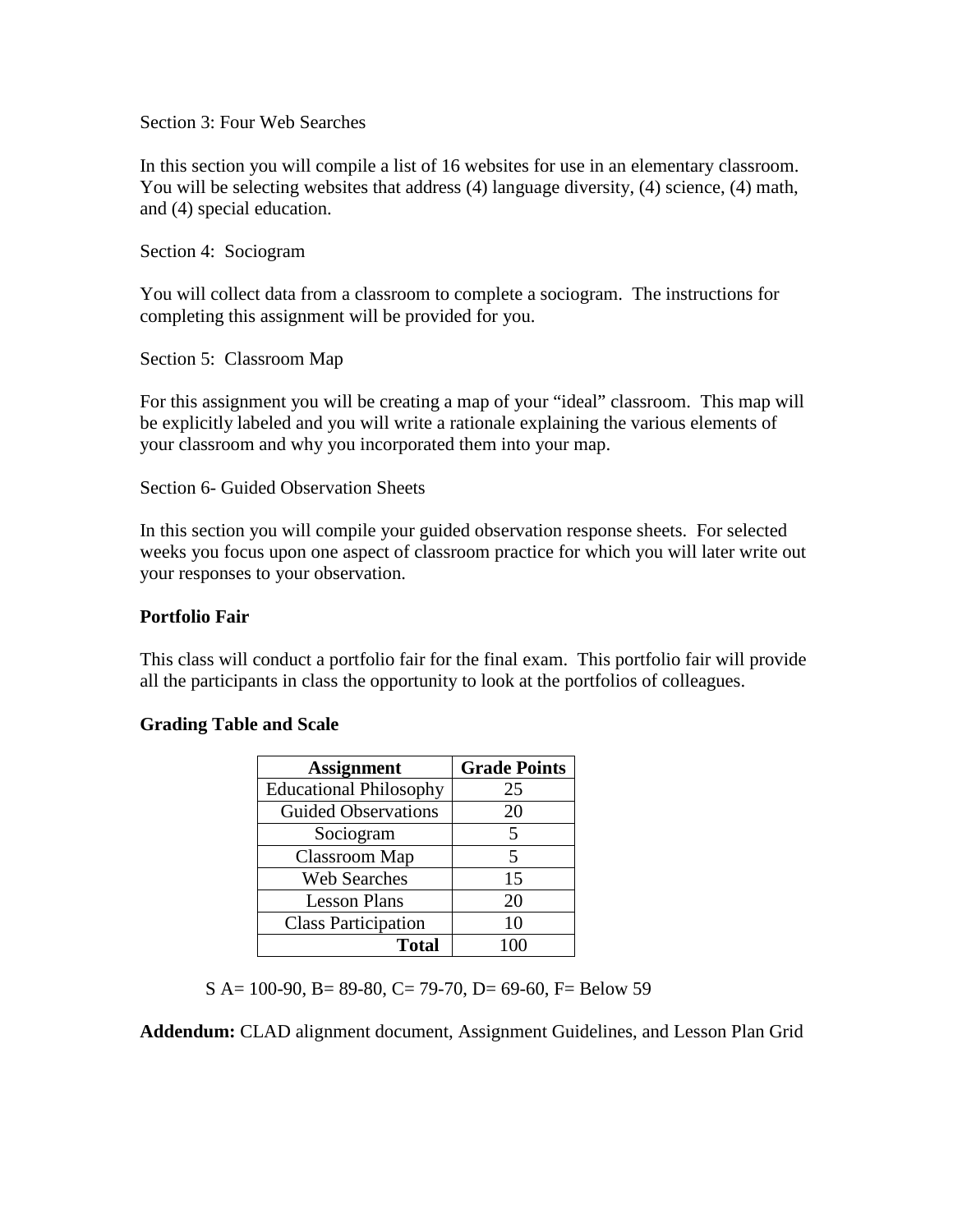Section 3: Four Web Searches

In this section you will compile a list of 16 websites for use in an elementary classroom. You will be selecting websites that address (4) language diversity, (4) science, (4) math, and (4) special education.

Section 4: Sociogram

You will collect data from a classroom to complete a sociogram. The instructions for completing this assignment will be provided for you.

Section 5: Classroom Map

For this assignment you will be creating a map of your "ideal" classroom. This map will be explicitly labeled and you will write a rationale explaining the various elements of your classroom and why you incorporated them into your map.

Section 6- Guided Observation Sheets

In this section you will compile your guided observation response sheets. For selected weeks you focus upon one aspect of classroom practice for which you will later write out your responses to your observation.

**Portfolio Fair**

This class will conduct a portfolio fair for the final exam. This portfolio fair will provide all the participants in class the opportunity to look at the portfolios of colleagues.

**Grading Table and Scale**

| Assignment | Grade Points |
|---|---|
| Educational Philosophy | 25 |
| Guided Observations | 20 |
| Sociogram | 5 |
| Classroom Map | 5 |
| Web Searches | 15 |
| Lesson Plans | 20 |
| Class Participation | 10 |
| **Total** | 100 |

S A= 100-90, B= 89-80, C= 79-70, D= 69-60, F= Below 59

**Addendum:** CLAD alignment document, Assignment Guidelines, and Lesson Plan Grid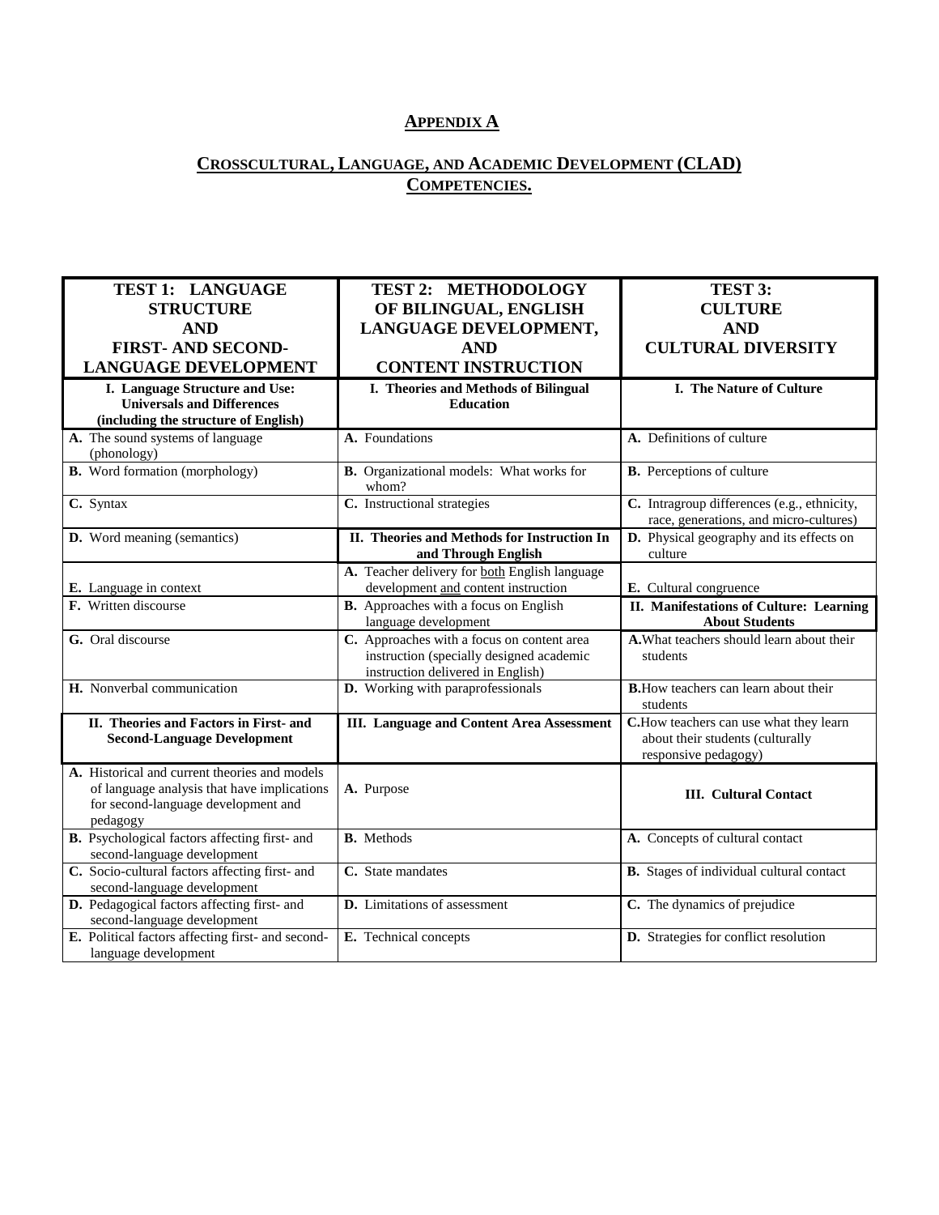# APPENDIX A

## CROSSCULTURAL, LANGUAGE, AND ACADEMIC DEVELOPMENT (CLAD) COMPETENCIES.

| TEST 1: LANGUAGE STRUCTURE AND FIRST- AND SECOND-LANGUAGE DEVELOPMENT | TEST 2: METHODOLOGY OF BILINGUAL, ENGLISH LANGUAGE DEVELOPMENT, AND CONTENT INSTRUCTION | TEST 3: CULTURE AND CULTURAL DIVERSITY |
|---|---|---|
| **I. Language Structure and Use: Universals and Differences (including the structure of English)** | **I. Theories and Methods of Bilingual Education** | **I. The Nature of Culture** |
| **A.** The sound systems of language (phonology) | **A.** Foundations | **A.** Definitions of culture |
| **B.** Word formation (morphology) | **B.** Organizational models: What works for whom? | **B.** Perceptions of culture |
| **C.** Syntax | **C.** Instructional strategies | **C.** Intragroup differences (e.g., ethnicity, race, generations, and micro-cultures) |
| **D.** Word meaning (semantics) | **II. Theories and Methods for Instruction In and Through English** | **D.** Physical geography and its effects on culture |
| **E.** Language in context | **A.** Teacher delivery for both English language development and content instruction | **E.** Cultural congruence |
| **F.** Written discourse | **B.** Approaches with a focus on English language development | **II. Manifestations of Culture: Learning About Students** |
| **G.** Oral discourse | **C.** Approaches with a focus on content area instruction (specially designed academic instruction delivered in English) | **A.** What teachers should learn about their students |
| **H.** Nonverbal communication | **D.** Working with paraprofessionals | **B.** How teachers can learn about their students |
| **II. Theories and Factors in First- and Second-Language Development** | **III. Language and Content Area Assessment** | **C.** How teachers can use what they learn about their students (culturally responsive pedagogy) |
| **A.** Historical and current theories and models of language analysis that have implications for second-language development and pedagogy | **A.** Purpose | **III. Cultural Contact** |
| **B.** Psychological factors affecting first- and second-language development | **B.** Methods | **A.** Concepts of cultural contact |
| **C.** Socio-cultural factors affecting first- and second-language development | **C.** State mandates | **B.** Stages of individual cultural contact |
| **D.** Pedagogical factors affecting first- and second-language development | **D.** Limitations of assessment | **C.** The dynamics of prejudice |
| **E.** Political factors affecting first- and second-language development | **E.** Technical concepts | **D.** Strategies for conflict resolution |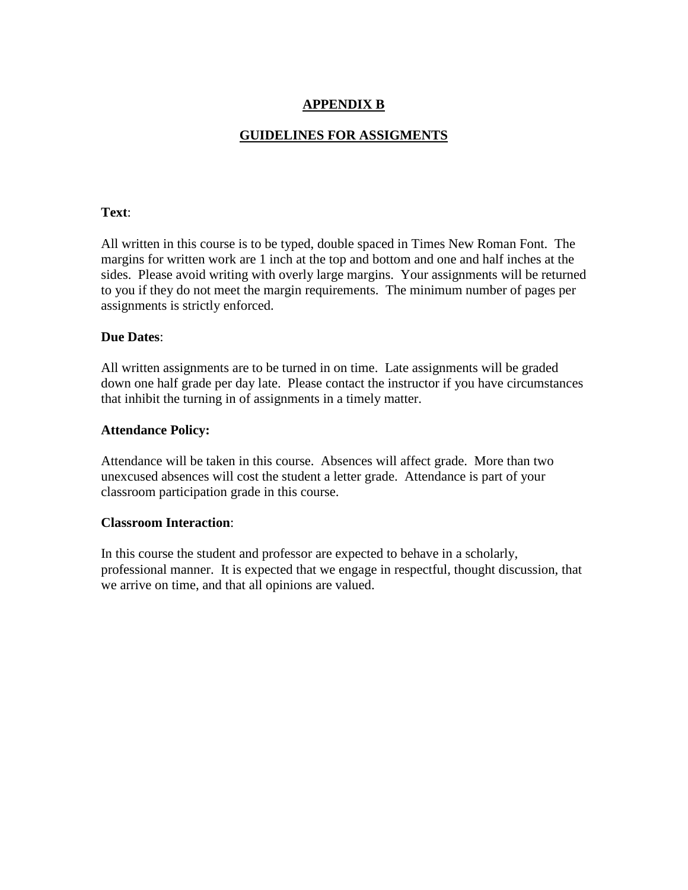# APPENDIX B

## GUIDELINES FOR ASSIGMENTS

**Text**:

All written in this course is to be typed, double spaced in Times New Roman Font. The margins for written work are 1 inch at the top and bottom and one and half inches at the sides. Please avoid writing with overly large margins. Your assignments will be returned to you if they do not meet the margin requirements. The minimum number of pages per assignments is strictly enforced.

**Due Dates**:

All written assignments are to be turned in on time. Late assignments will be graded down one half grade per day late. Please contact the instructor if you have circumstances that inhibit the turning in of assignments in a timely matter.

**Attendance Policy:**

Attendance will be taken in this course. Absences will affect grade. More than two unexcused absences will cost the student a letter grade. Attendance is part of your classroom participation grade in this course.

**Classroom Interaction**:

In this course the student and professor are expected to behave in a scholarly, professional manner. It is expected that we engage in respectful, thought discussion, that we arrive on time, and that all opinions are valued.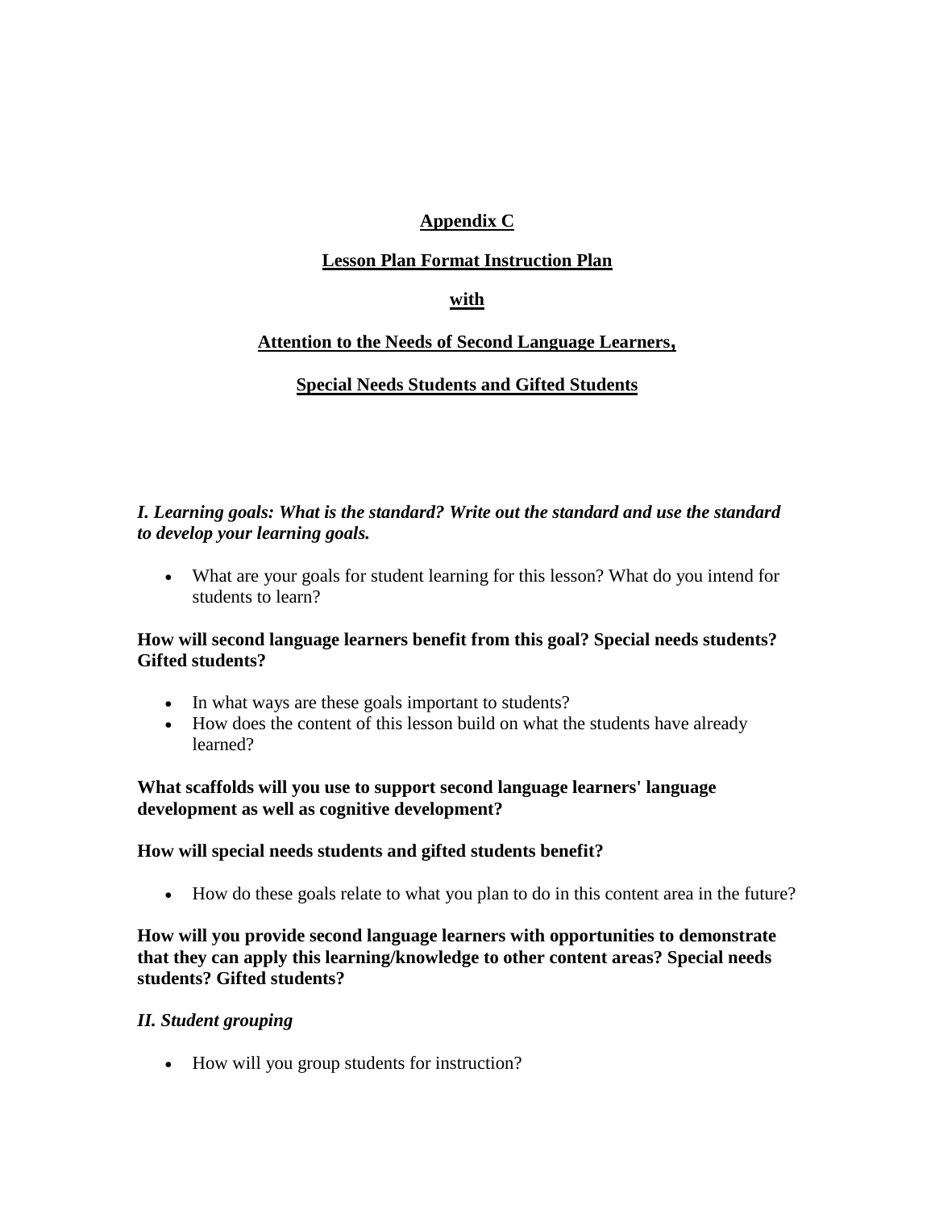**Appendix C**

**Lesson Plan Format Instruction Plan**

**with**

**Attention to the Needs of Second Language Learners,**

**Special Needs Students and Gifted Students**

***I. Learning goals: What is the standard? Write out the standard and use the standard to develop your learning goals.***

- What are your goals for student learning for this lesson? What do you intend for students to learn?

**How will second language learners benefit from this goal? Special needs students? Gifted students?**

- In what ways are these goals important to students?
- How does the content of this lesson build on what the students have already learned?

**What scaffolds will you use to support second language learners' language development as well as cognitive development?**

**How will special needs students and gifted students benefit?**

- How do these goals relate to what you plan to do in this content area in the future?

**How will you provide second language learners with opportunities to demonstrate that they can apply this learning/knowledge to other content areas? Special needs students? Gifted students?**

***II. Student grouping***

- How will you group students for instruction?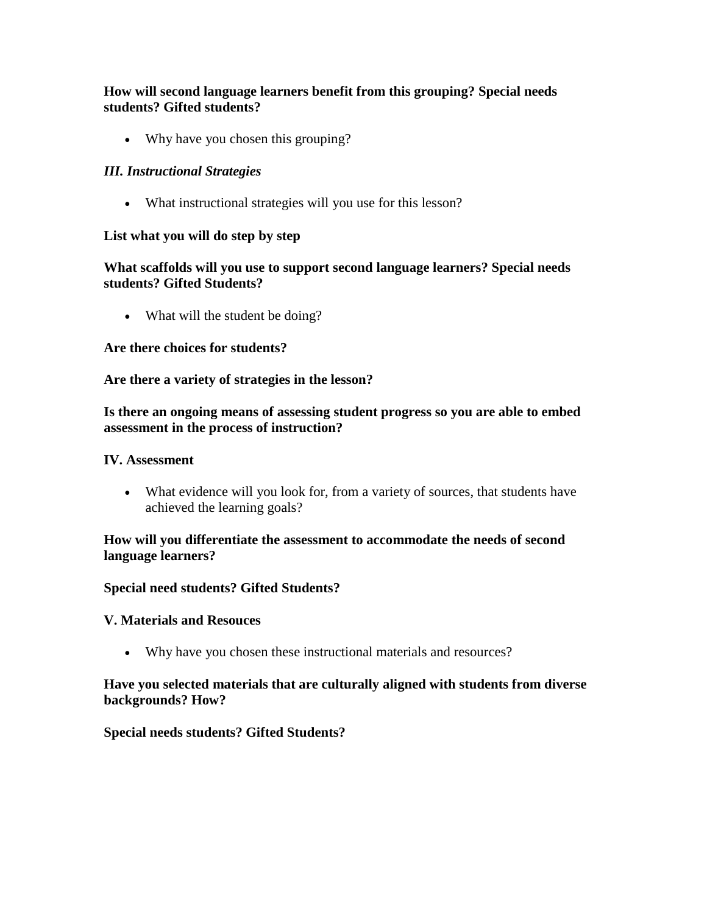**How will second language learners benefit from this grouping? Special needs students? Gifted students?**

- Why have you chosen this grouping?

### *III. Instructional Strategies*

- What instructional strategies will you use for this lesson?

**List what you will do step by step**

**What scaffolds will you use to support second language learners? Special needs students? Gifted Students?**

- What will the student be doing?

**Are there choices for students?**

**Are there a variety of strategies in the lesson?**

**Is there an ongoing means of assessing student progress so you are able to embed assessment in the process of instruction?**

### IV. Assessment

- What evidence will you look for, from a variety of sources, that students have achieved the learning goals?

**How will you differentiate the assessment to accommodate the needs of second language learners?**

**Special need students? Gifted Students?**

### V. Materials and Resouces

- Why have you chosen these instructional materials and resources?

**Have you selected materials that are culturally aligned with students from diverse backgrounds? How?**

**Special needs students? Gifted Students?**